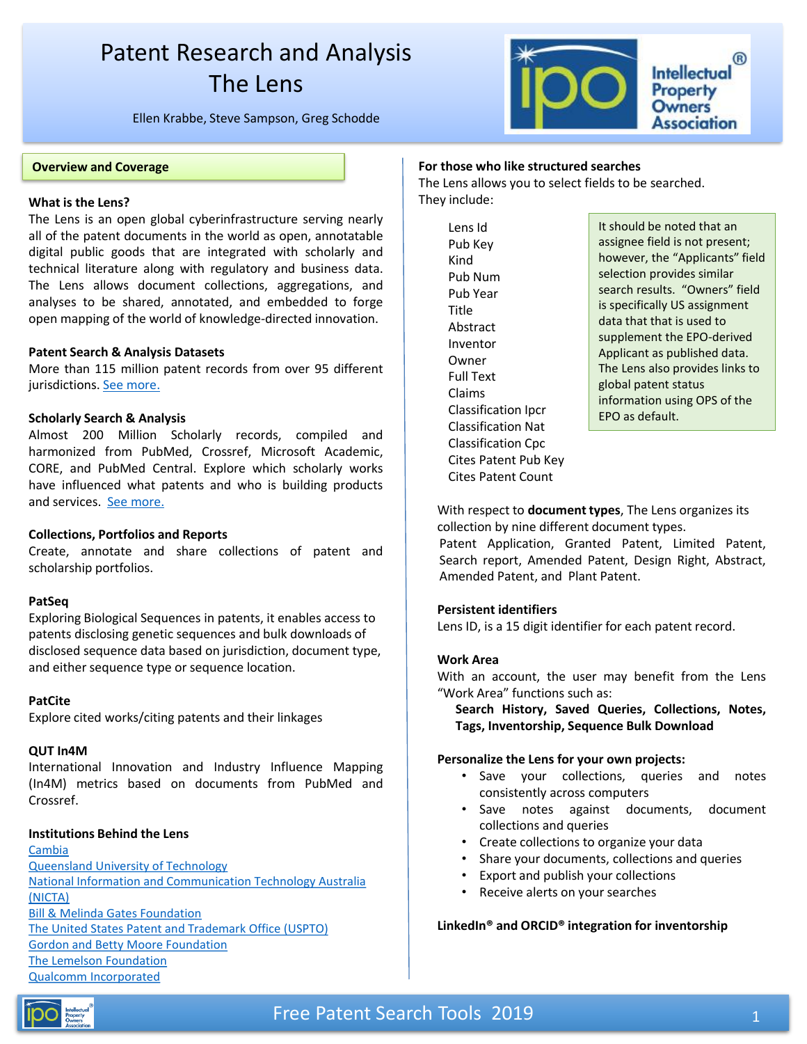# Patent Research and Analysis
# The Lens

Ellen Krabbe, Steve Sampson, Greg Schodde

## Overview and Coverage

### What is the Lens?

The Lens is an open global cyberinfrastructure serving nearly all of the patent documents in the world as open, annotatable digital public goods that are integrated with scholarly and technical literature along with regulatory and business data. The Lens allows document collections, aggregations, and analyses to be shared, annotated, and embedded to forge open mapping of the world of knowledge-directed innovation.

### Patent Search & Analysis Datasets

More than 115 million patent records from over 95 different jurisdictions. See more.

### Scholarly Search & Analysis

Almost 200 Million Scholarly records, compiled and harmonized from PubMed, Crossref, Microsoft Academic, CORE, and PubMed Central. Explore which scholarly works have influenced what patents and who is building products and services. See more.

### Collections, Portfolios and Reports

Create, annotate and share collections of patent and scholarship portfolios.

### PatSeq

Exploring Biological Sequences in patents, it enables access to patents disclosing genetic sequences and bulk downloads of disclosed sequence data based on jurisdiction, document type, and either sequence type or sequence location.

### PatCite

Explore cited works/citing patents and their linkages

### QUT In4M

International Innovation and Industry Influence Mapping (In4M) metrics based on documents from PubMed and Crossref.

### Institutions Behind the Lens

- Cambia
- Queensland University of Technology
- National Information and Communication Technology Australia (NICTA)
- Bill & Melinda Gates Foundation
- The United States Patent and Trademark Office (USPTO)
- Gordon and Betty Moore Foundation
- The Lemelson Foundation
- Qualcomm Incorporated

### For those who like structured searches

The Lens allows you to select fields to be searched. They include:

- Lens Id
- Pub Key
- Kind
- Pub Num
- Pub Year
- Title
- Abstract
- Inventor
- Owner
- Full Text
- Claims
- Classification Ipcr
- Classification Nat
- Classification Cpc
- Cites Patent Pub Key
- Cites Patent Count

It should be noted that an assignee field is not present; however, the "Applicants" field selection provides similar search results. "Owners" field is specifically US assignment data that that is used to supplement the EPO-derived Applicant as published data. The Lens also provides links to global patent status information using OPS of the EPO as default.

With respect to **document types**, The Lens organizes its collection by nine different document types.

Patent Application, Granted Patent, Limited Patent, Search report, Amended Patent, Design Right, Abstract, Amended Patent, and Plant Patent.

### Persistent identifiers

Lens ID, is a 15 digit identifier for each patent record.

### Work Area

With an account, the user may benefit from the Lens "Work Area" functions such as:

**Search History, Saved Queries, Collections, Notes, Tags, Inventorship, Sequence Bulk Download**

### Personalize the Lens for your own projects:

- Save your collections, queries and notes consistently across computers
- Save notes against documents, document collections and queries
- Create collections to organize your data
- Share your documents, collections and queries
- Export and publish your collections
- Receive alerts on your searches

**LinkedIn® and ORCID® integration for inventorship**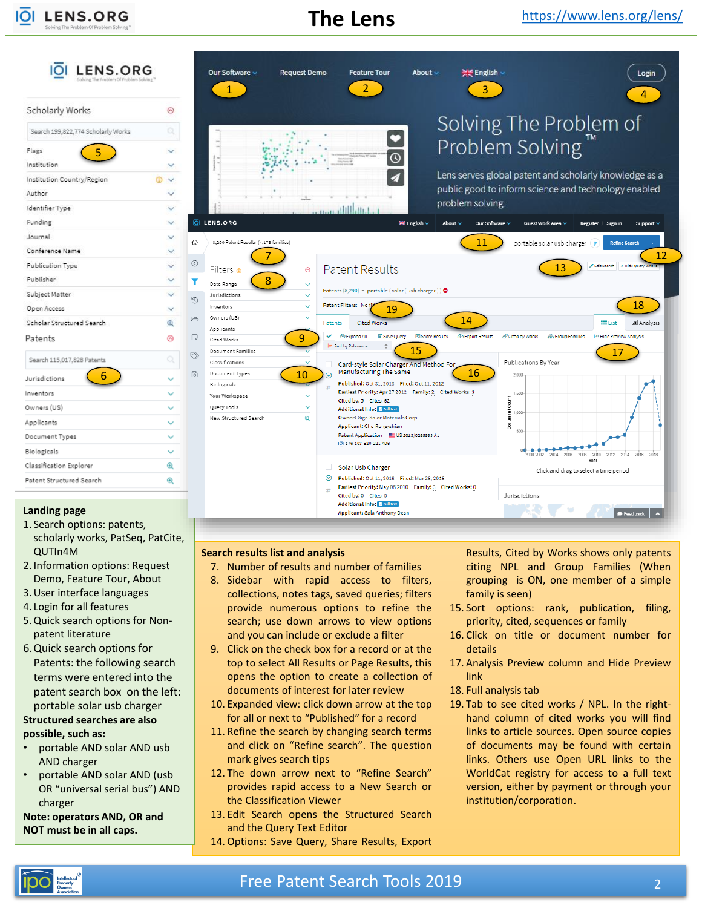# The Lens

https://www.lens.org/lens/

**Landing page**

1. Search options: patents, scholarly works, PatSeq, PatCite, QUTIn4M
2. Information options: Request Demo, Feature Tour, About
3. User interface languages
4. Login for all features
5. Quick search options for Non-patent literature
6. Quick search options for Patents: the following search terms were entered into the patent search box on the left: portable solar usb charger

**Structured searches are also possible, such as:**

- portable AND solar AND usb AND charger
- portable AND solar AND (usb OR "universal serial bus") AND charger

**Note: operators AND, OR and NOT must be in all caps.**

**Search results list and analysis**

7. Number of results and number of families
8. Sidebar with rapid access to filters, collections, notes tags, saved queries; filters provide numerous options to refine the search; use down arrows to view options and you can include or exclude a filter
9. Click on the check box for a record or at the top to select All Results or Page Results, this opens the option to create a collection of documents of interest for later review
10. Expanded view: click down arrow at the top for all or next to "Published" for a record
11. Refine the search by changing search terms and click on "Refine search". The question mark gives search tips
12. The down arrow next to "Refine Search" provides rapid access to a New Search or the Classification Viewer
13. Edit Search opens the Structured Search and the Query Text Editor
14. Options: Save Query, Share Results, Export Results, Cited by Works shows only patents citing NPL and Group Families (When grouping is ON, one member of a simple family is seen)
15. Sort options: rank, publication, filing, priority, cited, sequences or family
16. Click on title or document number for details
17. Analysis Preview column and Hide Preview link
18. Full analysis tab
19. Tab to see cited works / NPL. In the right-hand column of cited works you will find links to source texts. Open source copies of documents may be found with certain links. Others use Open URL links to the WorldCat registry for access to a full text version, either by payment or through your institution/corporation.

Free Patent Search Tools 2019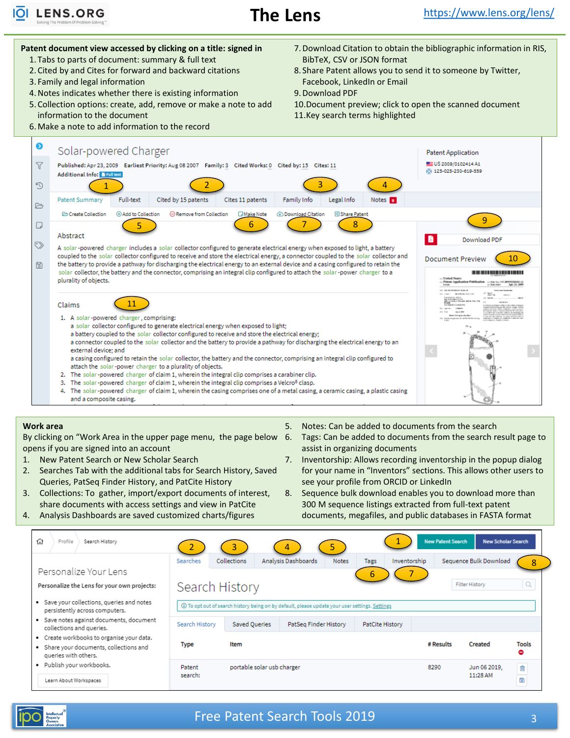# The Lens

https://www.lens.org/lens/

**Patent document view accessed by clicking on a title: signed in**

1. Tabs to parts of document: summary & full text
2. Cited by and Cites for forward and backward citations
3. Family and legal information
4. Notes indicates whether there is existing information
5. Collection options: create, add, remove or make a note to add information to the document
6. Make a note to add information to the record
7. Download Citation to obtain the bibliographic information in RIS, BibTeX, CSV or JSON format
8. Share Patent allows you to send it to someone by Twitter, Facebook, LinkedIn or Email
9. Download PDF
10. Document preview; click to open the scanned document
11. Key search terms highlighted

**Work area**

By clicking on "Work Area in the upper page menu, the page below opens if you are signed into an account

1. New Patent Search or New Scholar Search
2. Searches Tab with the additional tabs for Search History, Saved Queries, PatSeq Finder History, and PatCite History
3. Collections: To gather, import/export documents of interest, share documents with access settings and view in PatCite
4. Analysis Dashboards are saved customized charts/figures
5. Notes: Can be added to documents from the search
6. Tags: Can be added to documents from the search result page to assist in organizing documents
7. Inventorship: Allows recording inventorship in the popup dialog for your name in "Inventors" sections. This allows other users to see your profile from ORCID or LinkedIn
8. Sequence bulk download enables you to download more than 300 M sequence listings extracted from full-text patent documents, megafiles, and public databases in FASTA format

Free Patent Search Tools 2019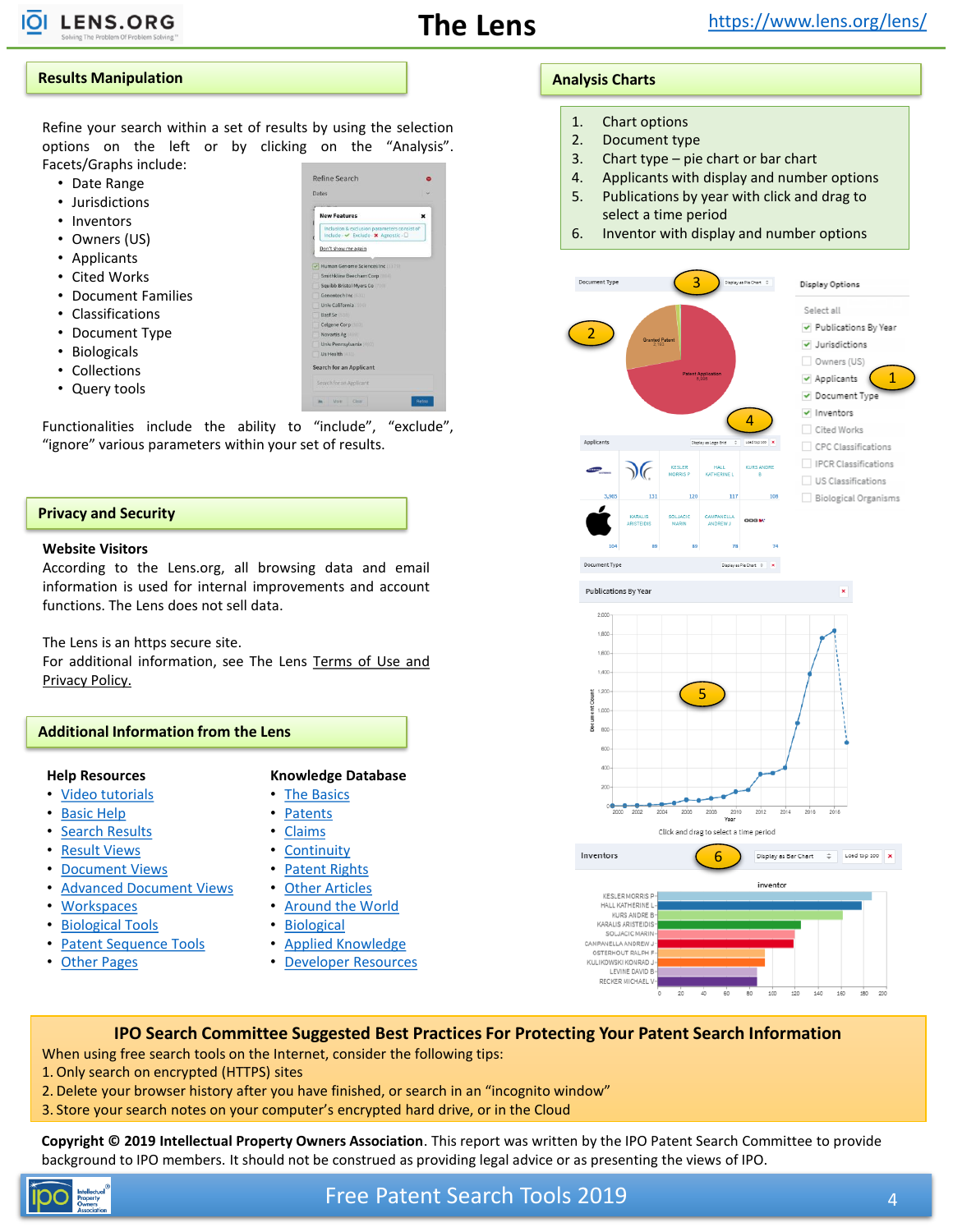# The Lens

https://www.lens.org/lens/

## Results Manipulation

Refine your search within a set of results by using the selection options on the left or by clicking on the "Analysis". Facets/Graphs include:

- Date Range
- Jurisdictions
- Inventors
- Owners (US)
- Applicants
- Cited Works
- Document Families
- Classifications
- Document Type
- Biologicals
- Collections
- Query tools

Functionalities include the ability to "include", "exclude", "ignore" various parameters within your set of results.

## Analysis Charts

1. Chart options
2. Document type
3. Chart type – pie chart or bar chart
4. Applicants with display and number options
5. Publications by year with click and drag to select a time period
6. Inventor with display and number options

Click and drag to select a time period

## Privacy and Security

### Website Visitors

According to the Lens.org, all browsing data and email information is used for internal improvements and account functions. The Lens does not sell data.

The Lens is an https secure site.
For additional information, see The Lens Terms of Use and Privacy Policy.

## Additional Information from the Lens

### Help Resources

- Video tutorials
- Basic Help
- Search Results
- Result Views
- Document Views
- Advanced Document Views
- Workspaces
- Biological Tools
- Patent Sequence Tools
- Other Pages

### Knowledge Database

- The Basics
- Patents
- Claims
- Continuity
- Patent Rights
- Other Articles
- Around the World
- Biological
- Applied Knowledge
- Developer Resources

## IPO Search Committee Suggested Best Practices For Protecting Your Patent Search Information

When using free search tools on the Internet, consider the following tips:

1. Only search on encrypted (HTTPS) sites
2. Delete your browser history after you have finished, or search in an "incognito window"
3. Store your search notes on your computer's encrypted hard drive, or in the Cloud

**Copyright © 2019 Intellectual Property Owners Association**. This report was written by the IPO Patent Search Committee to provide background to IPO members. It should not be construed as providing legal advice or as presenting the views of IPO.

Free Patent Search Tools 2019